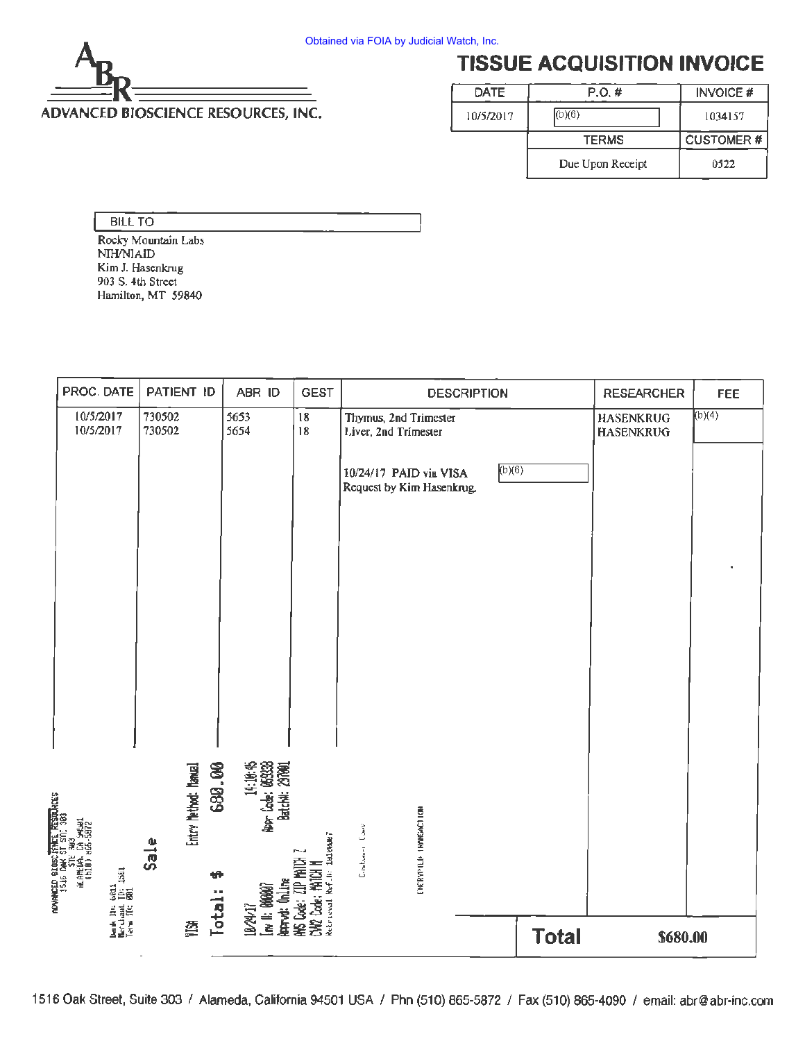Obtained via FOIA by Judicial Watch, Inc.

ADVANCED BIOSCIENCE RESOURCES, INC.

# TISSUE ACQUISITION INVOICE

| DATE | P.O. # | INVOICE # |
|---|---|---|
| 10/5/2017 | (b)(6) | 1034157 |
| | **TERMS** | **CUSTOMER #** |
| | Due Upon Receipt | 0522 |

**BILL TO**

Rocky Mountain Labs
NIH/NIAID
Kim J. Hasenkrug
903 S. 4th Street
Hamilton, MT 59840

| PROC. DATE | PATIENT ID | ABR ID | GEST | DESCRIPTION | RESEARCHER | FEE |
|---|---|---|---|---|---|---|
| 10/5/2017 | 730502 | 5653 | 18 | Thymus, 2nd Trimester | HASENKRUG | (b)(4) |
| 10/5/2017 | 730502 | 5654 | 18 | Liver, 2nd Trimester | HASENKRUG | |
| | | | | 10/24/17 PAID via VISA (b)(6)<br>Request by Kim Hasenkrug | | |

ADVANCED BIOSCIENCE RESOURCES
1516 OAK ST STE 303
STE 303
ALAMEDA, CA 94501
(510) 865-5872

Bank ID: 6011
Merchant ID: 1501
Term ID: 001

Sale

VISA Entry Method: Manual

Total: $ 680.00

10/24/17 14:10:05
Inv #: 000007 Appr Code: 069338
Apprvd: Online Batch#: 237001
AVS Code: ZIP MATCH Z
CVV2 Code: MATCH M
Retrieval Ref. #: 1030000007

Customer Copy

ENCRYPTED TRANSACTION

**Total** **$680.00**

1516 Oak Street, Suite 303 / Alameda, California 94501 USA / Phn (510) 865-5872 / Fax (510) 865-4090 / email: abr@abr-inc.com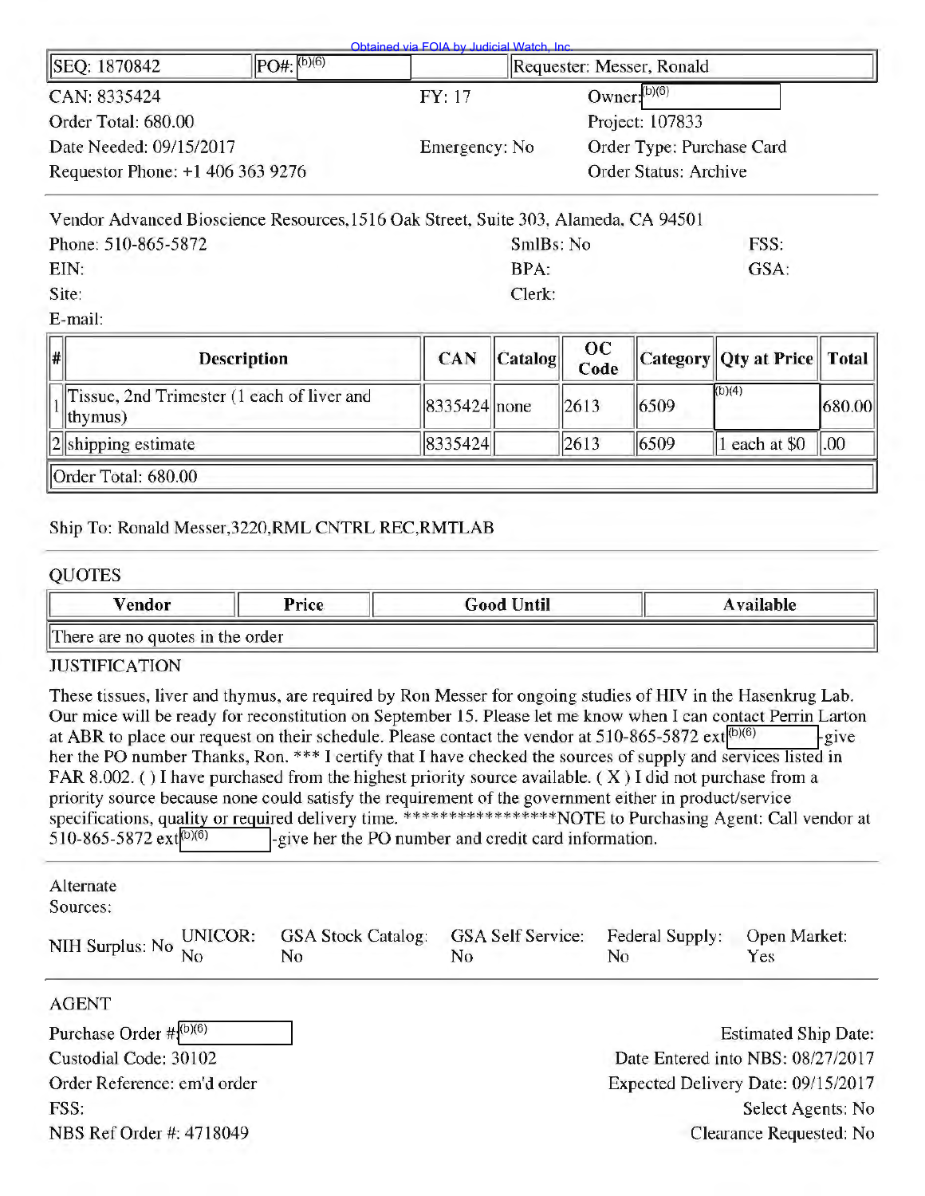Obtained via FOIA by Judicial Watch, Inc.

| SEQ: 1870842 | PO#: (b)(6) | | Requester: Messer, Ronald |
|---|---|---|---|

CAN: 8335424 | FY: 17 | Owner: (b)(6)

Order Total: 680.00 | Project: 107833

Date Needed: 09/15/2017 | Emergency: No | Order Type: Purchase Card

Requestor Phone: +1 406 363 9276 | Order Status: Archive

---

Vendor Advanced Bioscience Resources,1516 Oak Street, Suite 303, Alameda, CA 94501

Phone: 510-865-5872 | SmlBs: No | FSS:

EIN: | BPA: | GSA:

Site: | Clerk:

E-mail:

| # | Description | CAN | Catalog | OC Code | Category | Qty at Price | Total |
|---|---|---|---|---|---|---|---|
| 1 | Tissue, 2nd Trimester (1 each of liver and thymus) | 8335424 | none | 2613 | 6509 | (b)(4) | 680.00 |
| 2 | shipping estimate | 8335424 | | 2613 | 6509 | 1 each at $0 | .00 |
| Order Total: 680.00 | | | | | | | |

Ship To: Ronald Messer,3220,RML CNTRL REC,RMTLAB

---

QUOTES

| Vendor | Price | Good Until | Available |
|---|---|---|---|
| There are no quotes in the order | | | |

JUSTIFICATION

These tissues, liver and thymus, are required by Ron Messer for ongoing studies of HIV in the Hasenkrug Lab. Our mice will be ready for reconstitution on September 15. Please let me know when I can contact Perrin Larton at ABR to place our request on their schedule. Please contact the vendor at 510-865-5872 ext (b)(6) -give her the PO number Thanks, Ron. *** I certify that I have checked the sources of supply and services listed in FAR 8.002. ( ) I have purchased from the highest priority source available. ( X ) I did not purchase from a priority source because none could satisfy the requirement of the government either in product/service specifications, quality or required delivery time. ****************NOTE to Purchasing Agent: Call vendor at 510-865-5872 ext (b)(6) -give her the PO number and credit card information.

---

Alternate Sources:

| NIH Surplus: No | UNICOR: No | GSA Stock Catalog: No | GSA Self Service: No | Federal Supply: No | Open Market: Yes |
|---|---|---|---|---|---|

---

AGENT

Purchase Order #: (b)(6) | Estimated Ship Date:

Custodial Code: 30102 | Date Entered into NBS: 08/27/2017

Order Reference: em'd order | Expected Delivery Date: 09/15/2017

FSS: | Select Agents: No

NBS Ref Order #: 4718049 | Clearance Requested: No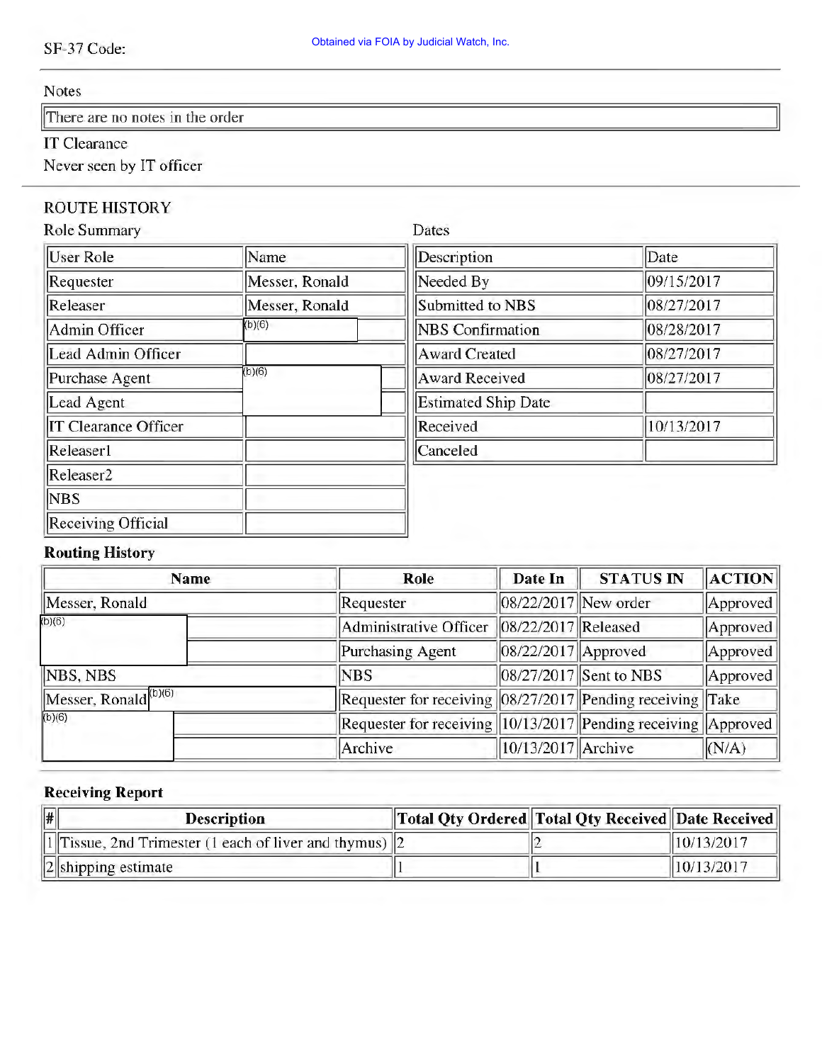SF-37 Code:

Obtained via FOIA by Judicial Watch, Inc.

Notes

There are no notes in the order

IT Clearance

Never seen by IT officer

## ROUTE HISTORY

Role Summary

| User Role | Name |
|---|---|
| Requester | Messer, Ronald |
| Releaser | Messer, Ronald |
| Admin Officer | (b)(6) |
| Lead Admin Officer | |
| Purchase Agent | (b)(6) |
| Lead Agent | |
| IT Clearance Officer | |
| Releaser1 | |
| Releaser2 | |
| NBS | |
| Receiving Official | |

Dates

| Description | Date |
|---|---|
| Needed By | 09/15/2017 |
| Submitted to NBS | 08/27/2017 |
| NBS Confirmation | 08/28/2017 |
| Award Created | 08/27/2017 |
| Award Received | 08/27/2017 |
| Estimated Ship Date | |
| Received | 10/13/2017 |
| Canceled | |

**Routing History**

| Name | Role | Date In | STATUS IN | ACTION |
|---|---|---|---|---|
| Messer, Ronald | Requester | 08/22/2017 | New order | Approved |
| (b)(6) | Administrative Officer | 08/22/2017 | Released | Approved |
| | Purchasing Agent | 08/22/2017 | Approved | Approved |
| NBS, NBS | NBS | 08/27/2017 | Sent to NBS | Approved |
| Messer, Ronald (b)(6) | Requester for receiving | 08/27/2017 | Pending receiving | Take |
| (b)(6) | Requester for receiving | 10/13/2017 | Pending receiving | Approved |
| | Archive | 10/13/2017 | Archive | (N/A) |

**Receiving Report**

| # | Description | Total Qty Ordered | Total Qty Received | Date Received |
|---|---|---|---|---|
| 1 | Tissue, 2nd Trimester (1 each of liver and thymus) | 2 | 2 | 10/13/2017 |
| 2 | shipping estimate | 1 | 1 | 10/13/2017 |